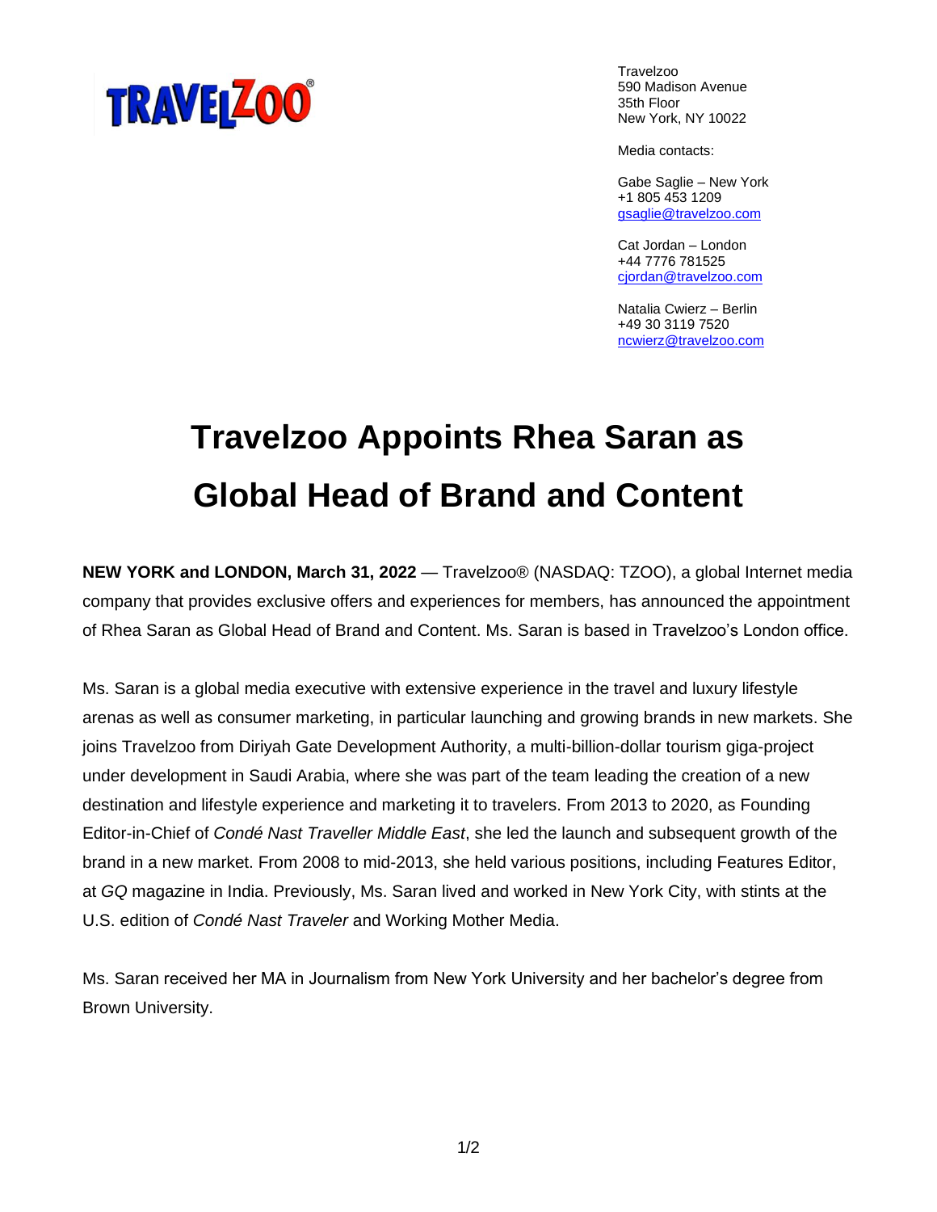Travelzoo
590 Madison Avenue
35th Floor
New York, NY 10022

Media contacts:

Gabe Saglie – New York
+1 805 453 1209
gsaglie@travelzoo.com

Cat Jordan – London
+44 7776 781525
cjordan@travelzoo.com

Natalia Cwierz – Berlin
+49 30 3119 7520
ncwierz@travelzoo.com

# Travelzoo Appoints Rhea Saran as Global Head of Brand and Content

**NEW YORK and LONDON, March 31, 2022** — Travelzoo® (NASDAQ: TZOO), a global Internet media company that provides exclusive offers and experiences for members, has announced the appointment of Rhea Saran as Global Head of Brand and Content. Ms. Saran is based in Travelzoo's London office.

Ms. Saran is a global media executive with extensive experience in the travel and luxury lifestyle arenas as well as consumer marketing, in particular launching and growing brands in new markets. She joins Travelzoo from Diriyah Gate Development Authority, a multi-billion-dollar tourism giga-project under development in Saudi Arabia, where she was part of the team leading the creation of a new destination and lifestyle experience and marketing it to travelers. From 2013 to 2020, as Founding Editor-in-Chief of *Condé Nast Traveller Middle East*, she led the launch and subsequent growth of the brand in a new market. From 2008 to mid-2013, she held various positions, including Features Editor, at *GQ* magazine in India. Previously, Ms. Saran lived and worked in New York City, with stints at the U.S. edition of *Condé Nast Traveler* and Working Mother Media.

Ms. Saran received her MA in Journalism from New York University and her bachelor's degree from Brown University.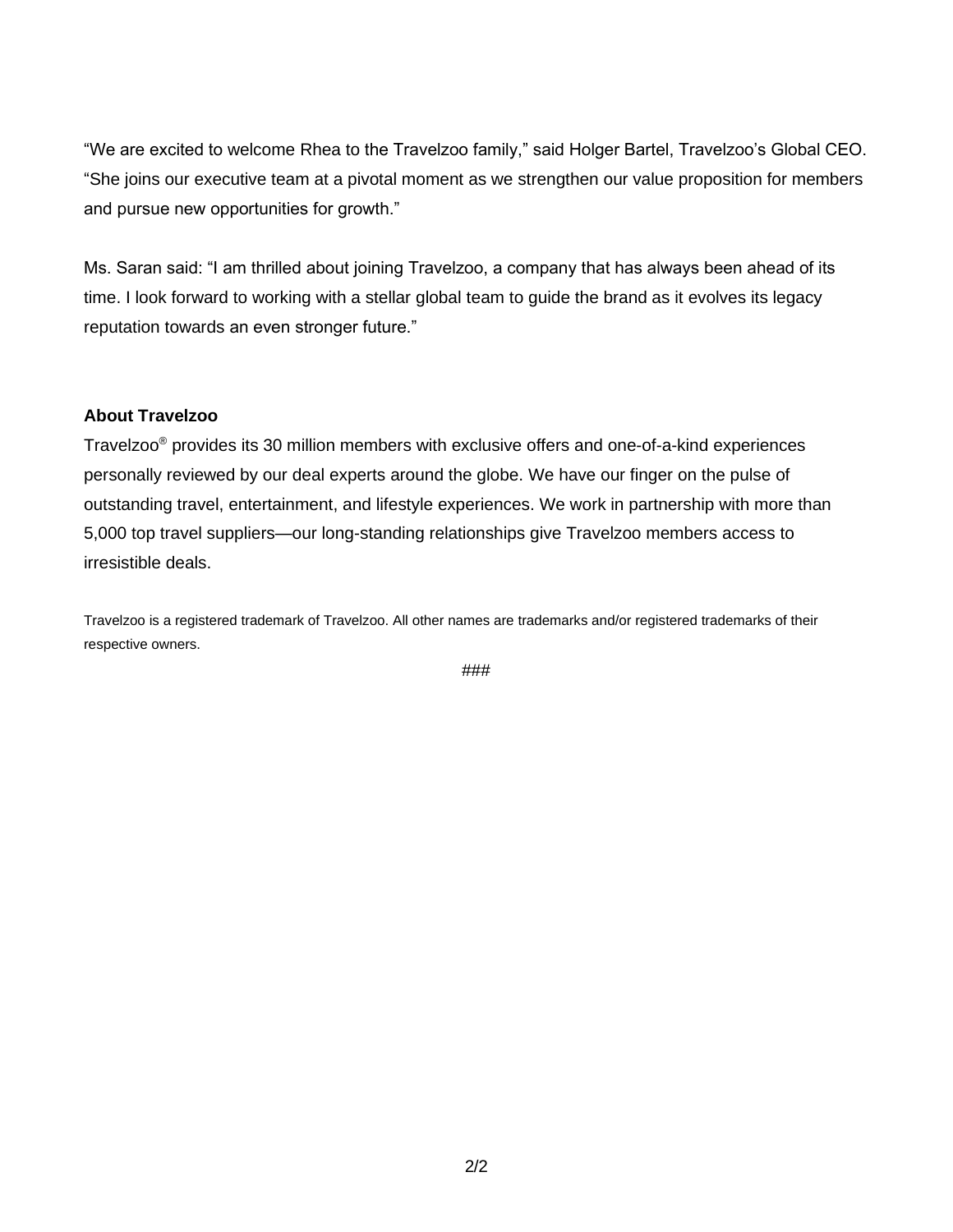"We are excited to welcome Rhea to the Travelzoo family," said Holger Bartel, Travelzoo's Global CEO. "She joins our executive team at a pivotal moment as we strengthen our value proposition for members and pursue new opportunities for growth."

Ms. Saran said: "I am thrilled about joining Travelzoo, a company that has always been ahead of its time. I look forward to working with a stellar global team to guide the brand as it evolves its legacy reputation towards an even stronger future."

**About Travelzoo**

Travelzoo® provides its 30 million members with exclusive offers and one-of-a-kind experiences personally reviewed by our deal experts around the globe. We have our finger on the pulse of outstanding travel, entertainment, and lifestyle experiences. We work in partnership with more than 5,000 top travel suppliers—our long-standing relationships give Travelzoo members access to irresistible deals.

Travelzoo is a registered trademark of Travelzoo. All other names are trademarks and/or registered trademarks of their respective owners.

###